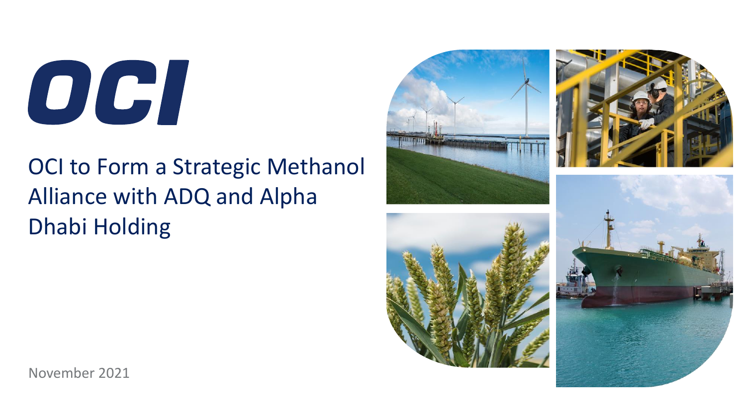# OCI

## OCI to Form a Strategic Methanol Alliance with ADQ and Alpha Dhabi Holding

November 2021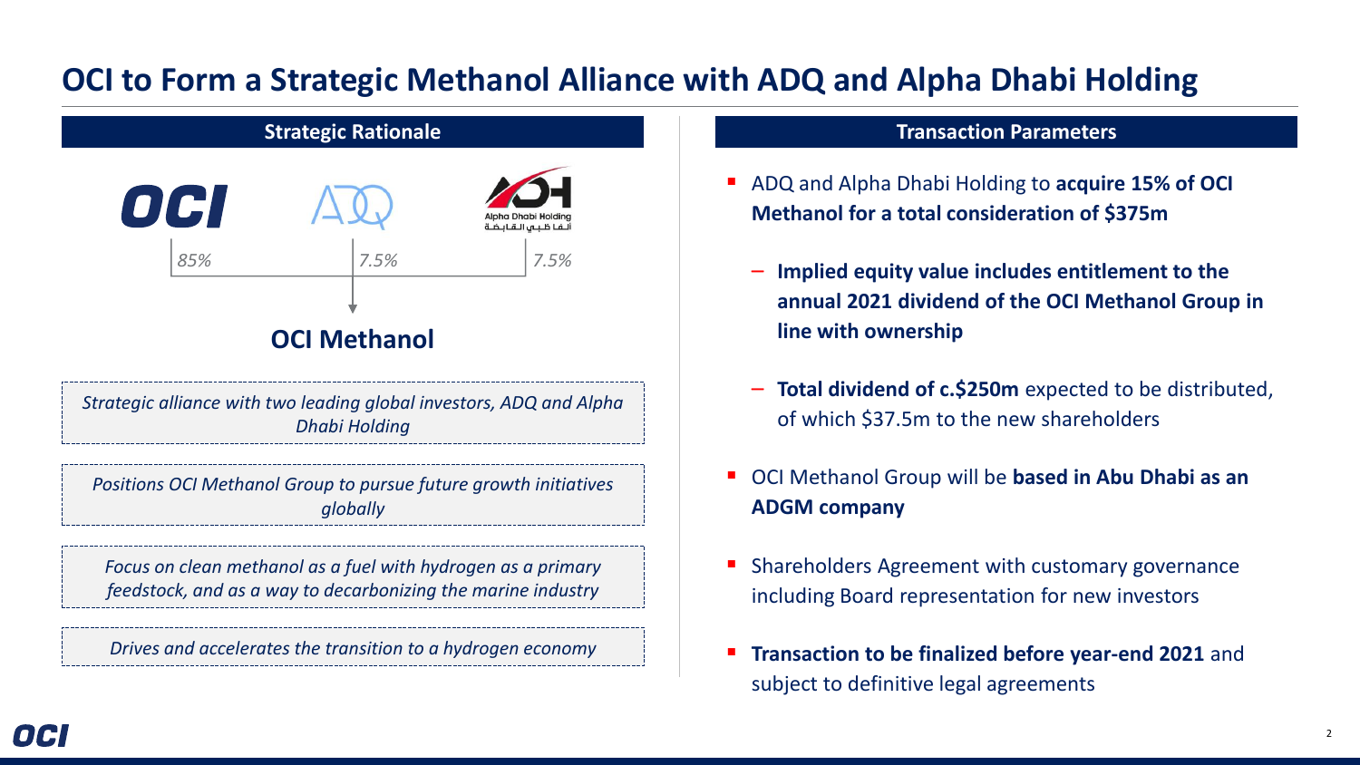# OCI to Form a Strategic Methanol Alliance with ADQ and Alpha Dhabi Holding

## Strategic Rationale

OCI — *85%*

ADQ — *7.5%*

Alpha Dhabi Holding — *7.5%*

**OCI Methanol**

*Strategic alliance with two leading global investors, ADQ and Alpha Dhabi Holding*

*Positions OCI Methanol Group to pursue future growth initiatives globally*

*Focus on clean methanol as a fuel with hydrogen as a primary feedstock, and as a way to decarbonizing the marine industry*

*Drives and accelerates the transition to a hydrogen economy*

## Transaction Parameters

- ADQ and Alpha Dhabi Holding to **acquire 15% of OCI Methanol for a total consideration of $375m**
  - **Implied equity value includes entitlement to the annual 2021 dividend of the OCI Methanol Group in line with ownership**
  - **Total dividend of c.$250m** expected to be distributed, of which $37.5m to the new shareholders
- OCI Methanol Group will be **based in Abu Dhabi as an ADGM company**
- Shareholders Agreement with customary governance including Board representation for new investors
- **Transaction to be finalized before year-end 2021** and subject to definitive legal agreements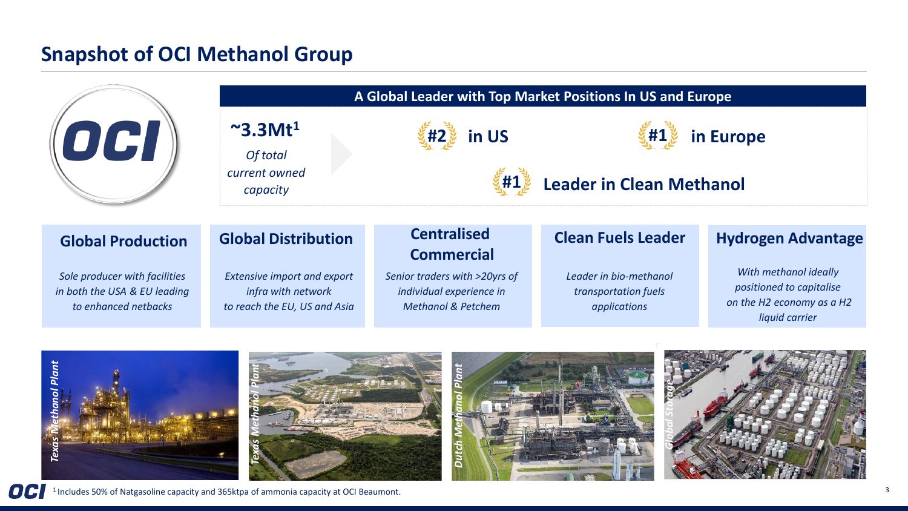# Snapshot of OCI Methanol Group

## A Global Leader with Top Market Positions In US and Europe

**~3.3Mt[1]**

*Of total current owned capacity*

**#2 in US**

**#1 in Europe**

**#1 Leader in Clean Methanol**

### Global Production

*Sole producer with facilities in both the USA & EU leading to enhanced netbacks*

### Global Distribution

*Extensive import and export infra with network to reach the EU, US and Asia*

### Centralised Commercial

*Senior traders with >20yrs of individual experience in Methanol & Petchem*

### Clean Fuels Leader

*Leader in bio-methanol transportation fuels applications*

### Hydrogen Advantage

*With methanol ideally positioned to capitalise on the H2 economy as a H2 liquid carrier*

*Texas Methanol Plant*

*Texas Methanol Plant*

*Dutch Methanol Plant*

*Global Storage*

[1] Includes 50% of Natgasoline capacity and 365ktpa of ammonia capacity at OCI Beaumont.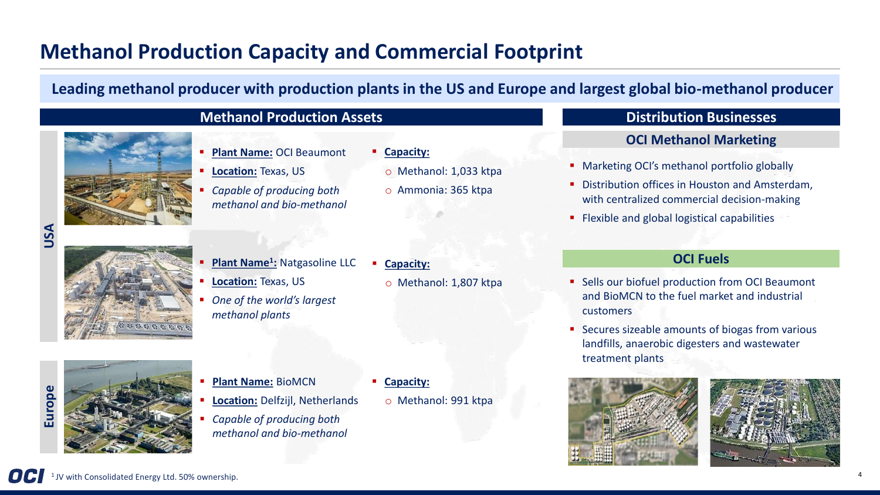# Methanol Production Capacity and Commercial Footprint

**Leading methanol producer with production plants in the US and Europe and largest global bio-methanol producer**

## Methanol Production Assets

### USA

- **Plant Name:** OCI Beaumont
- **Location:** Texas, US
- *Capable of producing both methanol and bio-methanol*
- **Capacity:**
  - Methanol: 1,033 ktpa
  - Ammonia: 365 ktpa

- **Plant Name[1]:** Natgasoline LLC
- **Location:** Texas, US
- *One of the world's largest methanol plants*
- **Capacity:**
  - Methanol: 1,807 ktpa

### Europe

- **Plant Name:** BioMCN
- **Location:** Delfzijl, Netherlands
- *Capable of producing both methanol and bio-methanol*
- **Capacity:**
  - Methanol: 991 ktpa

## Distribution Businesses

### OCI Methanol Marketing

- Marketing OCI's methanol portfolio globally
- Distribution offices in Houston and Amsterdam, with centralized commercial decision-making
- Flexible and global logistical capabilities

### OCI Fuels

- Sells our biofuel production from OCI Beaumont and BioMCN to the fuel market and industrial customers
- Secures sizeable amounts of biogas from various landfills, anaerobic digesters and wastewater treatment plants

[1] JV with Consolidated Energy Ltd. 50% ownership.